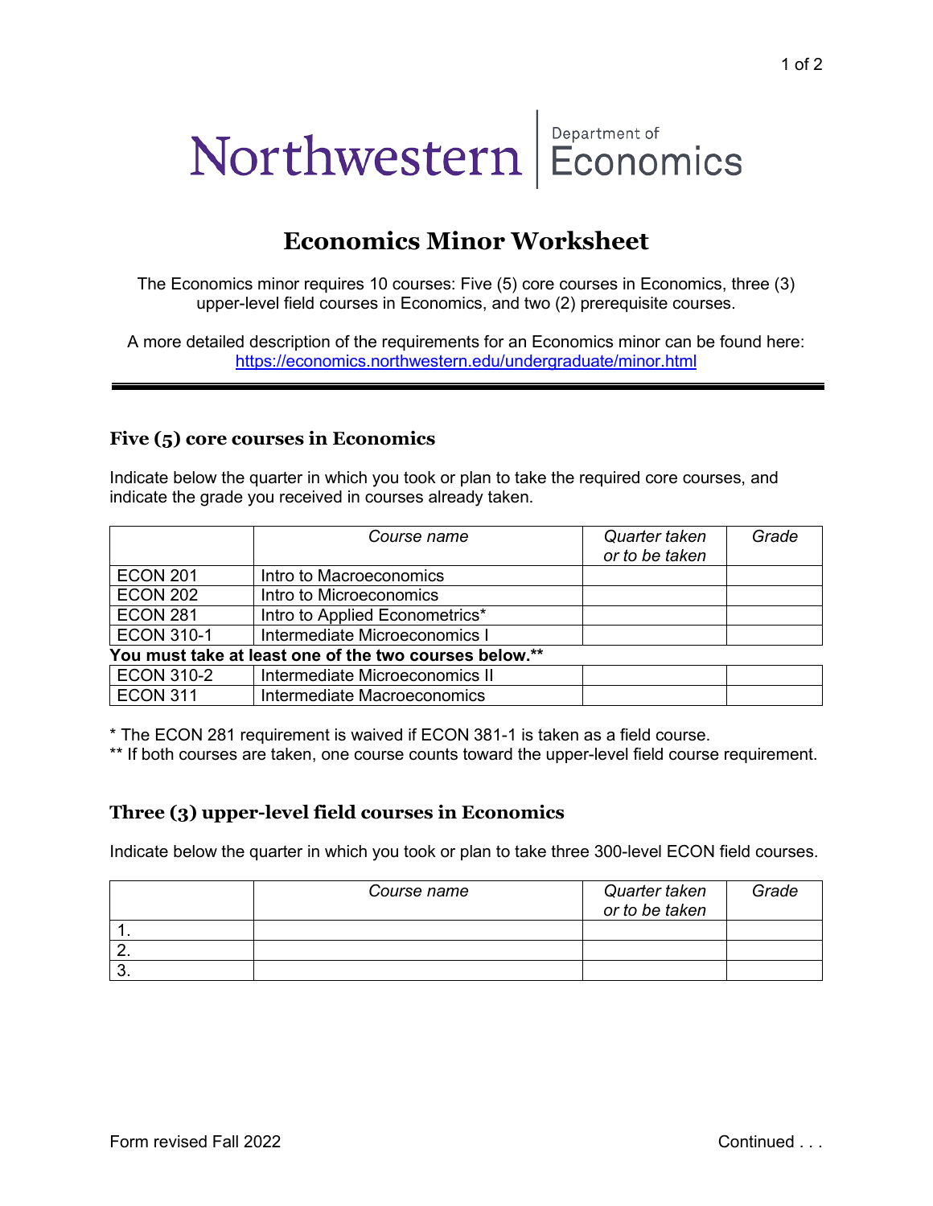Northwestern | Department of Economics

# Economics Minor Worksheet

The Economics minor requires 10 courses: Five (5) core courses in Economics, three (3) upper-level field courses in Economics, and two (2) prerequisite courses.

A more detailed description of the requirements for an Economics minor can be found here: https://economics.northwestern.edu/undergraduate/minor.html

---

## Five (5) core courses in Economics

Indicate below the quarter in which you took or plan to take the required core courses, and indicate the grade you received in courses already taken.

| | *Course name* | *Quarter taken or to be taken* | *Grade* |
|---|---|---|---|
| ECON 201 | Intro to Macroeconomics | | |
| ECON 202 | Intro to Microeconomics | | |
| ECON 281 | Intro to Applied Econometrics* | | |
| ECON 310-1 | Intermediate Microeconomics I | | |
| **You must take at least one of the two courses below.**** | | | |
| ECON 310-2 | Intermediate Microeconomics II | | |
| ECON 311 | Intermediate Macroeconomics | | |

* The ECON 281 requirement is waived if ECON 381-1 is taken as a field course.
** If both courses are taken, one course counts toward the upper-level field course requirement.

## Three (3) upper-level field courses in Economics

Indicate below the quarter in which you took or plan to take three 300-level ECON field courses.

| | *Course name* | *Quarter taken or to be taken* | *Grade* |
|---|---|---|---|
| 1. | | | |
| 2. | | | |
| 3. | | | |

Form revised Fall 2022

Continued . . .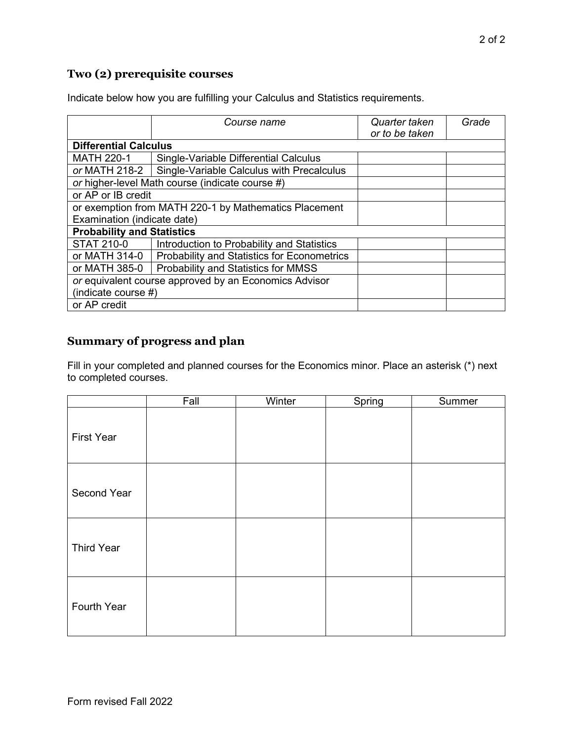## Two (2) prerequisite courses

Indicate below how you are fulfilling your Calculus and Statistics requirements.

| | *Course name* | *Quarter taken or to be taken* | *Grade* |
|---|---|---|---|
| **Differential Calculus** | | | |
| MATH 220-1 | Single-Variable Differential Calculus | | |
| *or* MATH 218-2 | Single-Variable Calculus with Precalculus | | |
| *or* higher-level Math course (indicate course #) | | | |
| or AP or IB credit | | | |
| or exemption from MATH 220-1 by Mathematics Placement Examination (indicate date) | | | |
| **Probability and Statistics** | | | |
| STAT 210-0 | Introduction to Probability and Statistics | | |
| or MATH 314-0 | Probability and Statistics for Econometrics | | |
| or MATH 385-0 | Probability and Statistics for MMSS | | |
| *or* equivalent course approved by an Economics Advisor (indicate course #) | | | |
| or AP credit | | | |

## Summary of progress and plan

Fill in your completed and planned courses for the Economics minor. Place an asterisk (*) next to completed courses.

| | Fall | Winter | Spring | Summer |
|---|---|---|---|---|
| First Year | | | | |
| Second Year | | | | |
| Third Year | | | | |
| Fourth Year | | | | |

Form revised Fall 2022